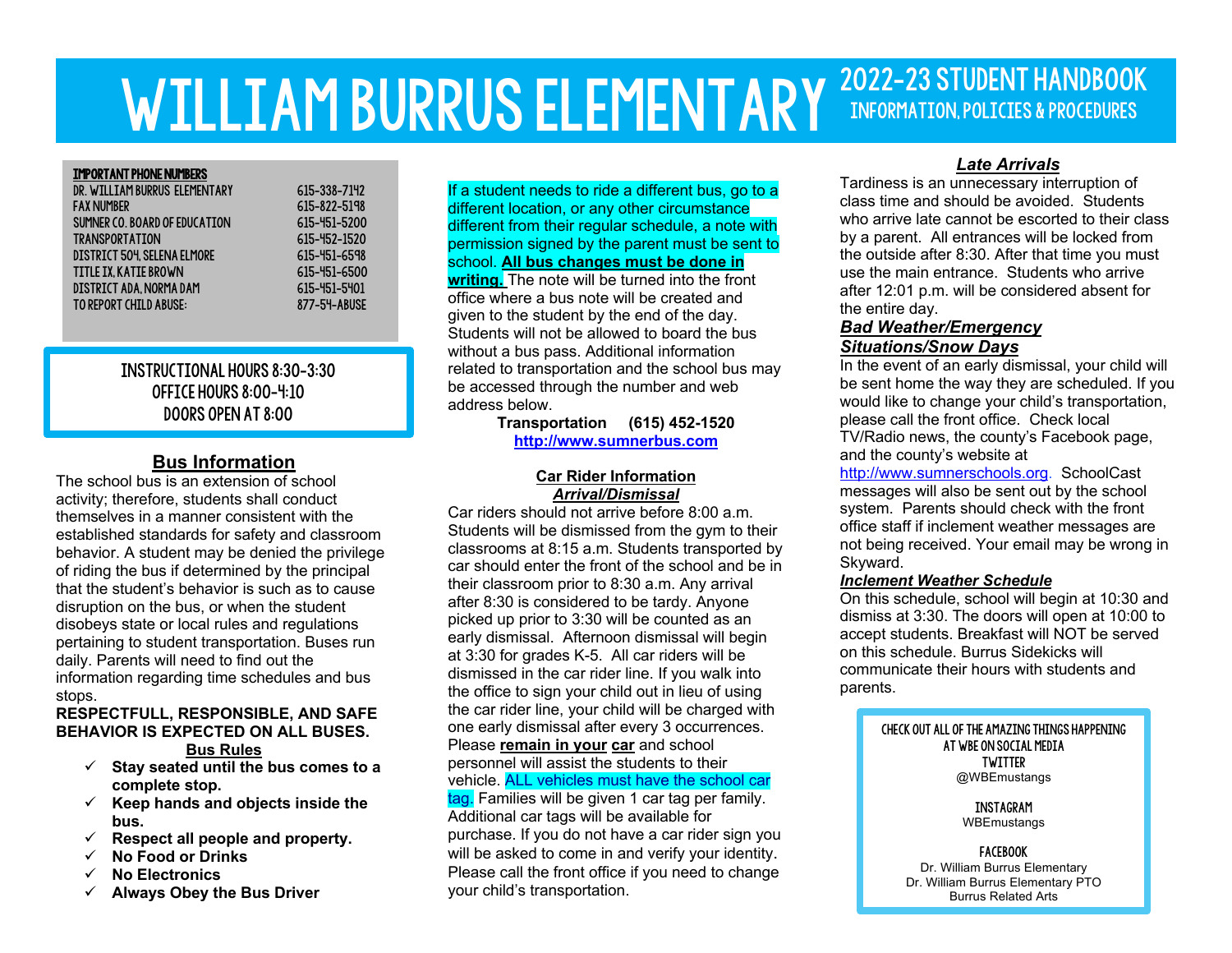# WILLIAM BURRUS ELEMENTARY

## 2022-23 STUDENT HANDBOOK
### INFORMATION, POLICIES & PROCEDURES

**IMPORTANT PHONE NUMBERS**

| | |
|---|---|
| DR. WILLIAM BURRUS ELEMENTARY | 615-338-7142 |
| FAX NUMBER | 615-822-5198 |
| SUMNER CO. BOARD OF EDUCATION | 615-451-5200 |
| TRANSPORTATION | 615-452-1520 |
| DISTRICT 504, SELENA ELMORE | 615-451-6598 |
| TITLE IX, KATIE BROWN | 615-451-6500 |
| DISTRICT ADA, NORMA DAM | 615-451-5401 |
| TO REPORT CHILD ABUSE: | 877-54-ABUSE |

INSTRUCTIONAL HOURS 8:30-3:30
OFFICE HOURS 8:00-4:10
DOORS OPEN AT 8:00

## Bus Information

The school bus is an extension of school activity; therefore, students shall conduct themselves in a manner consistent with the established standards for safety and classroom behavior. A student may be denied the privilege of riding the bus if determined by the principal that the student's behavior is such as to cause disruption on the bus, or when the student disobeys state or local rules and regulations pertaining to student transportation. Buses run daily. Parents will need to find out the information regarding time schedules and bus stops.

**RESPECTFULL, RESPONSIBLE, AND SAFE BEHAVIOR IS EXPECTED ON ALL BUSES.**

**Bus Rules**

- ✓ **Stay seated until the bus comes to a complete stop.**
- ✓ **Keep hands and objects inside the bus.**
- ✓ **Respect all people and property.**
- ✓ **No Food or Drinks**
- ✓ **No Electronics**
- ✓ **Always Obey the Bus Driver**

If a student needs to ride a different bus, go to a different location, or any other circumstance different from their regular schedule, a note with permission signed by the parent must be sent to school. **All bus changes must be done in writing.** The note will be turned into the front office where a bus note will be created and given to the student by the end of the day. Students will not be allowed to board the bus without a bus pass. Additional information related to transportation and the school bus may be accessed through the number and web address below.

**Transportation (615) 452-1520**
**http://www.sumnerbus.com**

**Car Rider Information**
***Arrival/Dismissal***

Car riders should not arrive before 8:00 a.m. Students will be dismissed from the gym to their classrooms at 8:15 a.m. Students transported by car should enter the front of the school and be in their classroom prior to 8:30 a.m. Any arrival after 8:30 is considered to be tardy. Anyone picked up prior to 3:30 will be counted as an early dismissal. Afternoon dismissal will begin at 3:30 for grades K-5. All car riders will be dismissed in the car rider line. If you walk into the office to sign your child out in lieu of using the car rider line, your child will be charged with one early dismissal after every 3 occurrences. Please **remain in your car** and school personnel will assist the students to their vehicle. ALL vehicles must have the school car tag. Families will be given 1 car tag per family. Additional car tags will be available for purchase. If you do not have a car rider sign you will be asked to come in and verify your identity. Please call the front office if you need to change your child's transportation.

***Late Arrivals***

Tardiness is an unnecessary interruption of class time and should be avoided. Students who arrive late cannot be escorted to their class by a parent. All entrances will be locked from the outside after 8:30. After that time you must use the main entrance. Students who arrive after 12:01 p.m. will be considered absent for the entire day.

***Bad Weather/Emergency Situations/Snow Days***

In the event of an early dismissal, your child will be sent home the way they are scheduled. If you would like to change your child's transportation, please call the front office. Check local TV/Radio news, the county's Facebook page, and the county's website at http://www.sumnerschools.org. SchoolCast messages will also be sent out by the school system. Parents should check with the front office staff if inclement weather messages are not being received. Your email may be wrong in Skyward.

***Inclement Weather Schedule***

On this schedule, school will begin at 10:30 and dismiss at 3:30. The doors will open at 10:00 to accept students. Breakfast will NOT be served on this schedule. Burrus Sidekicks will communicate their hours with students and parents.

CHECK OUT ALL OF THE AMAZING THINGS HAPPENING AT WBE ON SOCIAL MEDIA

TWITTER
@WBEmustangs

INSTAGRAM
WBEmustangs

FACEBOOK
Dr. William Burrus Elementary
Dr. William Burrus Elementary PTO
Burrus Related Arts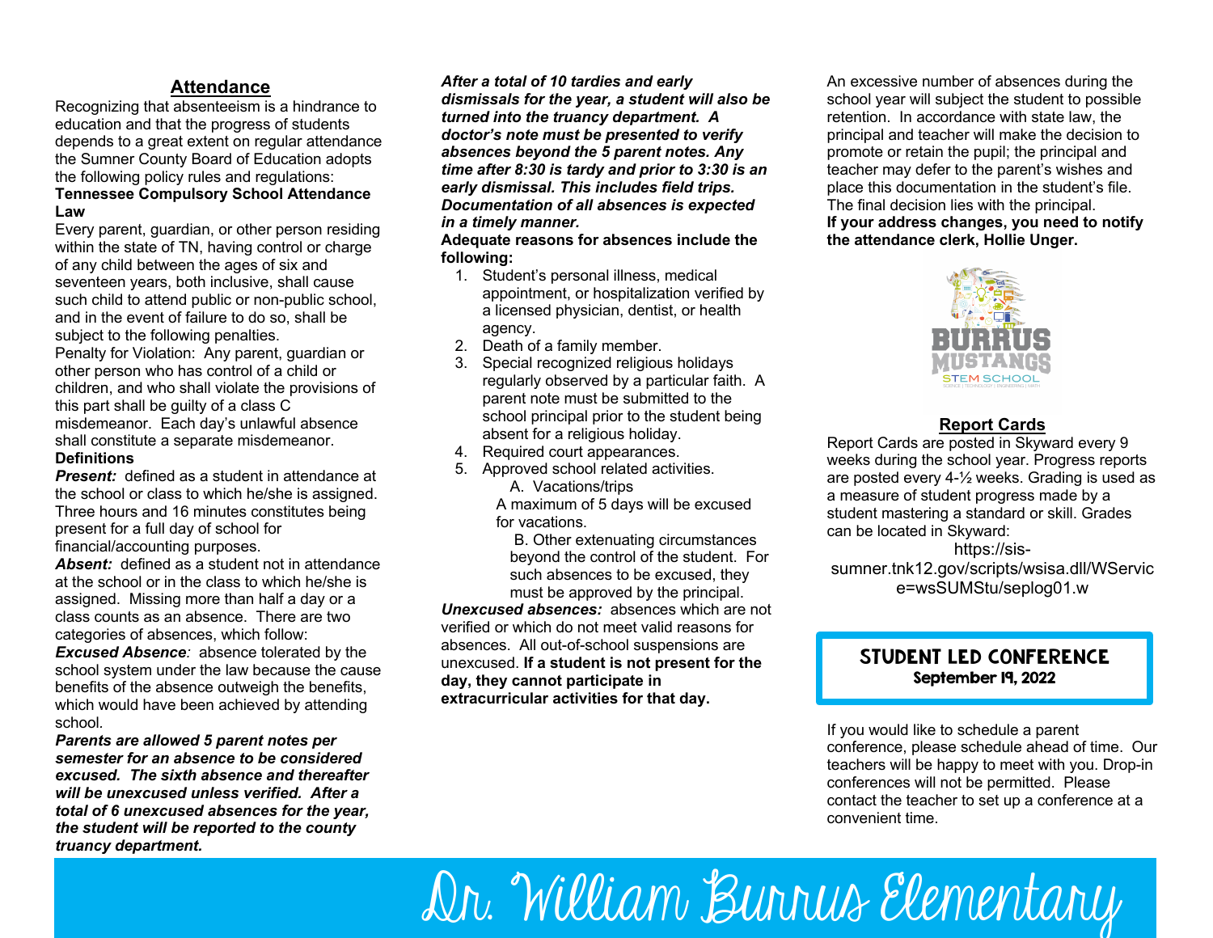## Attendance

Recognizing that absenteeism is a hindrance to education and that the progress of students depends to a great extent on regular attendance the Sumner County Board of Education adopts the following policy rules and regulations:

**Tennessee Compulsory School Attendance Law**

Every parent, guardian, or other person residing within the state of TN, having control or charge of any child between the ages of six and seventeen years, both inclusive, shall cause such child to attend public or non-public school, and in the event of failure to do so, shall be subject to the following penalties.

Penalty for Violation: Any parent, guardian or other person who has control of a child or children, and who shall violate the provisions of this part shall be guilty of a class C misdemeanor. Each day's unlawful absence shall constitute a separate misdemeanor.

**Definitions**

***Present:*** defined as a student in attendance at the school or class to which he/she is assigned. Three hours and 16 minutes constitutes being present for a full day of school for financial/accounting purposes.

***Absent:*** defined as a student not in attendance at the school or in the class to which he/she is assigned. Missing more than half a day or a class counts as an absence. There are two categories of absences, which follow:

***Excused Absence****:* absence tolerated by the school system under the law because the cause benefits of the absence outweigh the benefits, which would have been achieved by attending school.

***Parents are allowed 5 parent notes per semester for an absence to be considered excused. The sixth absence and thereafter will be unexcused unless verified. After a total of 6 unexcused absences for the year, the student will be reported to the county truancy department.***

***After a total of 10 tardies and early dismissals for the year, a student will also be turned into the truancy department. A doctor's note must be presented to verify absences beyond the 5 parent notes. Any time after 8:30 is tardy and prior to 3:30 is an early dismissal. This includes field trips. Documentation of all absences is expected in a timely manner.***

**Adequate reasons for absences include the following:**

1. Student's personal illness, medical appointment, or hospitalization verified by a licensed physician, dentist, or health agency.
2. Death of a family member.
3. Special recognized religious holidays regularly observed by a particular faith. A parent note must be submitted to the school principal prior to the student being absent for a religious holiday.
4. Required court appearances.
5. Approved school related activities.
   A. Vacations/trips
   A maximum of 5 days will be excused for vacations.
   B. Other extenuating circumstances beyond the control of the student. For such absences to be excused, they must be approved by the principal.

***Unexcused absences:*** absences which are not verified or which do not meet valid reasons for absences. All out-of-school suspensions are unexcused. **If a student is not present for the day, they cannot participate in extracurricular activities for that day.**

An excessive number of absences during the school year will subject the student to possible retention. In accordance with state law, the principal and teacher will make the decision to promote or retain the pupil; the principal and teacher may defer to the parent's wishes and place this documentation in the student's file. The final decision lies with the principal.

**If your address changes, you need to notify the attendance clerk, Hollie Unger.**

BURRUS MUSTANGS STEM SCHOOL

## Report Cards

Report Cards are posted in Skyward every 9 weeks during the school year. Progress reports are posted every 4-½ weeks. Grading is used as a measure of student progress made by a student mastering a standard or skill. Grades can be located in Skyward:

https://sis-sumner.tnk12.gov/scripts/wsisa.dll/WService=wsSUMStu/seplog01.w

**STUDENT LED CONFERENCE**
**September 19, 2022**

If you would like to schedule a parent conference, please schedule ahead of time. Our teachers will be happy to meet with you. Drop-in conferences will not be permitted. Please contact the teacher to set up a conference at a convenient time.

Dr. William Burrus Elementary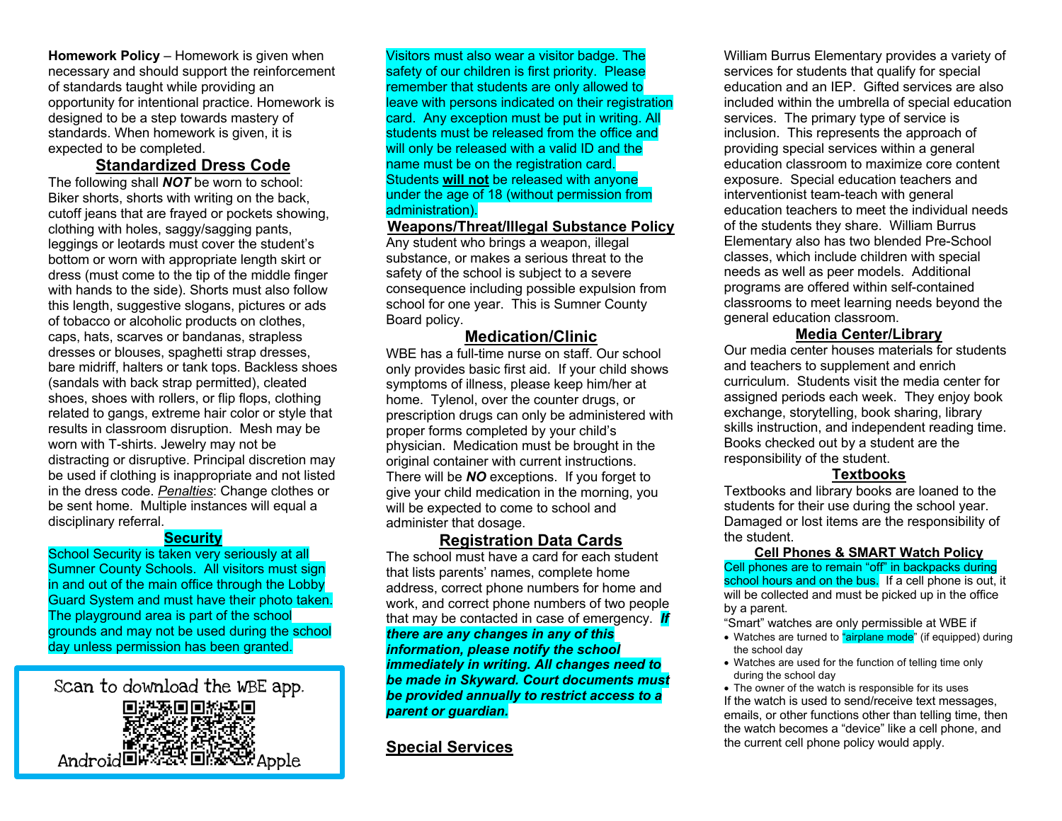**Homework Policy** – Homework is given when necessary and should support the reinforcement of standards taught while providing an opportunity for intentional practice. Homework is designed to be a step towards mastery of standards. When homework is given, it is expected to be completed.

## Standardized Dress Code

The following shall ***NOT*** be worn to school: Biker shorts, shorts with writing on the back, cutoff jeans that are frayed or pockets showing, clothing with holes, saggy/sagging pants, leggings or leotards must cover the student's bottom or worn with appropriate length skirt or dress (must come to the tip of the middle finger with hands to the side). Shorts must also follow this length, suggestive slogans, pictures or ads of tobacco or alcoholic products on clothes, caps, hats, scarves or bandanas, strapless dresses or blouses, spaghetti strap dresses, bare midriff, halters or tank tops. Backless shoes (sandals with back strap permitted), cleated shoes, shoes with rollers, or flip flops, clothing related to gangs, extreme hair color or style that results in classroom disruption. Mesh may be worn with T-shirts. Jewelry may not be distracting or disruptive. Principal discretion may be used if clothing is inappropriate and not listed in the dress code. *Penalties*: Change clothes or be sent home. Multiple instances will equal a disciplinary referral.

## Security

School Security is taken very seriously at all Sumner County Schools. All visitors must sign in and out of the main office through the Lobby Guard System and must have their photo taken. The playground area is part of the school grounds and may not be used during the school day unless permission has been granted.

Scan to download the WBE app.

Android Apple

Visitors must also wear a visitor badge. The safety of our children is first priority. Please remember that students are only allowed to leave with persons indicated on their registration card. Any exception must be put in writing. All students must be released from the office and will only be released with a valid ID and the name must be on the registration card. Students **will not** be released with anyone under the age of 18 (without permission from administration).

## Weapons/Threat/Illegal Substance Policy

Any student who brings a weapon, illegal substance, or makes a serious threat to the safety of the school is subject to a severe consequence including possible expulsion from school for one year. This is Sumner County Board policy.

## Medication/Clinic

WBE has a full-time nurse on staff. Our school only provides basic first aid. If your child shows symptoms of illness, please keep him/her at home. Tylenol, over the counter drugs, or prescription drugs can only be administered with proper forms completed by your child's physician. Medication must be brought in the original container with current instructions. There will be ***NO*** exceptions. If you forget to give your child medication in the morning, you will be expected to come to school and administer that dosage.

## Registration Data Cards

The school must have a card for each student that lists parents' names, complete home address, correct phone numbers for home and work, and correct phone numbers of two people that may be contacted in case of emergency. ***If there are any changes in any of this information, please notify the school immediately in writing. All changes need to be made in Skyward. Court documents must be provided annually to restrict access to a parent or guardian.***

## Special Services

William Burrus Elementary provides a variety of services for students that qualify for special education and an IEP. Gifted services are also included within the umbrella of special education services. The primary type of service is inclusion. This represents the approach of providing special services within a general education classroom to maximize core content exposure. Special education teachers and interventionist team-teach with general education teachers to meet the individual needs of the students they share. William Burrus Elementary also has two blended Pre-School classes, which include children with special needs as well as peer models. Additional programs are offered within self-contained classrooms to meet learning needs beyond the general education classroom.

## Media Center/Library

Our media center houses materials for students and teachers to supplement and enrich curriculum. Students visit the media center for assigned periods each week. They enjoy book exchange, storytelling, book sharing, library skills instruction, and independent reading time. Books checked out by a student are the responsibility of the student.

## Textbooks

Textbooks and library books are loaned to the students for their use during the school year. Damaged or lost items are the responsibility of the student.

## Cell Phones & SMART Watch Policy

Cell phones are to remain "off" in backpacks during school hours and on the bus. If a cell phone is out, it will be collected and must be picked up in the office by a parent.

"Smart" watches are only permissible at WBE if

- Watches are turned to "airplane mode" (if equipped) during the school day
- Watches are used for the function of telling time only during the school day
- The owner of the watch is responsible for its uses

If the watch is used to send/receive text messages, emails, or other functions other than telling time, then the watch becomes a "device" like a cell phone, and the current cell phone policy would apply.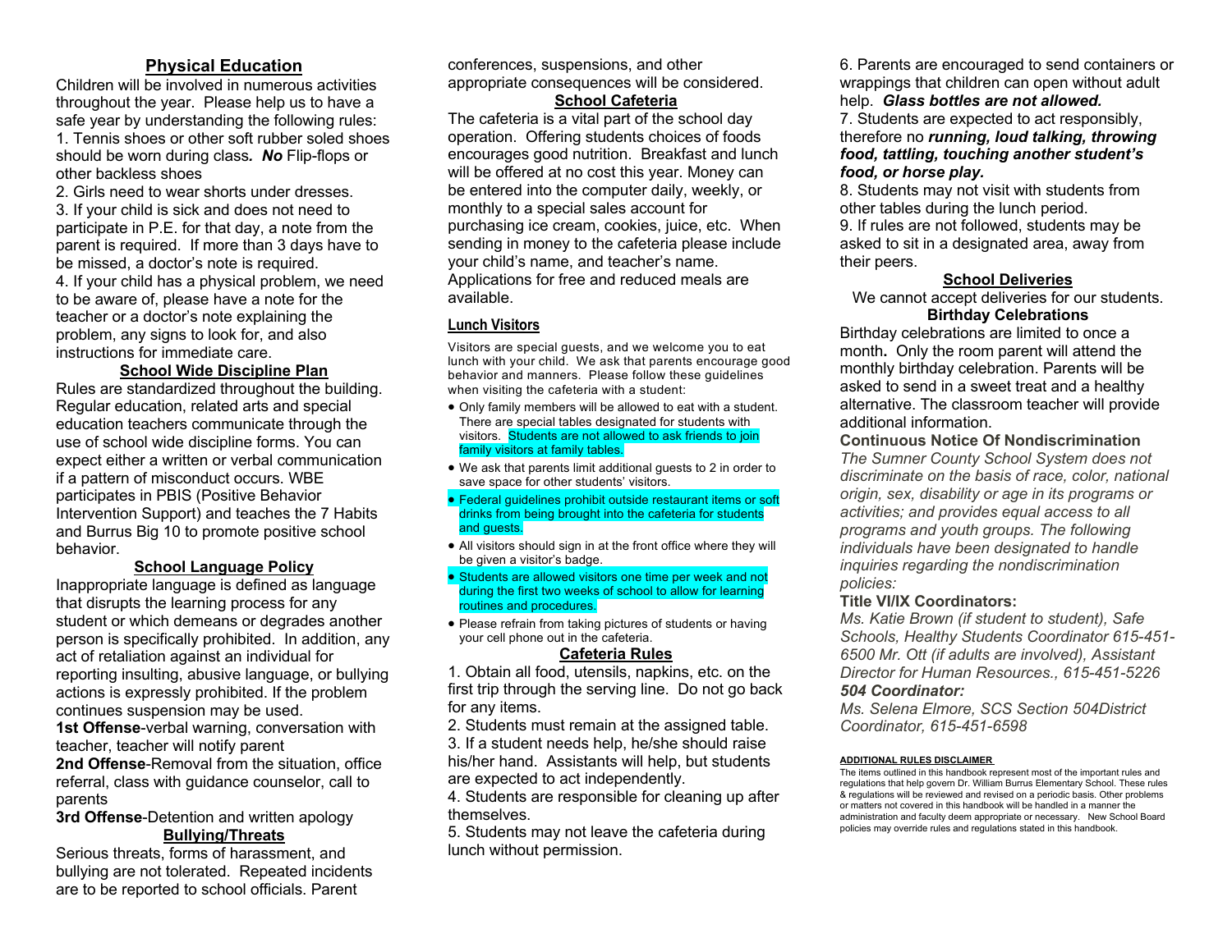## Physical Education

Children will be involved in numerous activities throughout the year. Please help us to have a safe year by understanding the following rules:

1. Tennis shoes or other soft rubber soled shoes should be worn during class*.* ***No*** Flip-flops or other backless shoes
2. Girls need to wear shorts under dresses.
3. If your child is sick and does not need to participate in P.E. for that day, a note from the parent is required. If more than 3 days have to be missed, a doctor's note is required.
4. If your child has a physical problem, we need to be aware of, please have a note for the teacher or a doctor's note explaining the problem, any signs to look for, and also instructions for immediate care.

## School Wide Discipline Plan

Rules are standardized throughout the building. Regular education, related arts and special education teachers communicate through the use of school wide discipline forms. You can expect either a written or verbal communication if a pattern of misconduct occurs. WBE participates in PBIS (Positive Behavior Intervention Support) and teaches the 7 Habits and Burrus Big 10 to promote positive school behavior.

## School Language Policy

Inappropriate language is defined as language that disrupts the learning process for any student or which demeans or degrades another person is specifically prohibited. In addition, any act of retaliation against an individual for reporting insulting, abusive language, or bullying actions is expressly prohibited. If the problem continues suspension may be used.

**1st Offense**-verbal warning, conversation with teacher, teacher will notify parent

**2nd Offense**-Removal from the situation, office referral, class with guidance counselor, call to parents

**3rd Offense**-Detention and written apology

## Bullying/Threats

Serious threats, forms of harassment, and bullying are not tolerated. Repeated incidents are to be reported to school officials. Parent conferences, suspensions, and other appropriate consequences will be considered.

## School Cafeteria

The cafeteria is a vital part of the school day operation. Offering students choices of foods encourages good nutrition. Breakfast and lunch will be offered at no cost this year. Money can be entered into the computer daily, weekly, or monthly to a special sales account for purchasing ice cream, cookies, juice, etc. When sending in money to the cafeteria please include your child's name, and teacher's name. Applications for free and reduced meals are available.

### Lunch Visitors

Visitors are special guests, and we welcome you to eat lunch with your child. We ask that parents encourage good behavior and manners. Please follow these guidelines when visiting the cafeteria with a student:

- Only family members will be allowed to eat with a student. There are special tables designated for students with visitors. Students are not allowed to ask friends to join family visitors at family tables.
- We ask that parents limit additional guests to 2 in order to save space for other students' visitors.
- Federal guidelines prohibit outside restaurant items or soft drinks from being brought into the cafeteria for students and guests.
- All visitors should sign in at the front office where they will be given a visitor's badge.
- Students are allowed visitors one time per week and not during the first two weeks of school to allow for learning routines and procedures.
- Please refrain from taking pictures of students or having your cell phone out in the cafeteria.

## Cafeteria Rules

1. Obtain all food, utensils, napkins, etc. on the first trip through the serving line. Do not go back for any items.
2. Students must remain at the assigned table.
3. If a student needs help, he/she should raise his/her hand. Assistants will help, but students are expected to act independently.
4. Students are responsible for cleaning up after themselves.
5. Students may not leave the cafeteria during lunch without permission.
6. Parents are encouraged to send containers or wrappings that children can open without adult help. ***Glass bottles are not allowed.***
7. Students are expected to act responsibly, therefore no ***running, loud talking, throwing food, tattling, touching another student's food, or horse play.***
8. Students may not visit with students from other tables during the lunch period.
9. If rules are not followed, students may be asked to sit in a designated area, away from their peers.

## School Deliveries

We cannot accept deliveries for our students.

**Birthday Celebrations**

Birthday celebrations are limited to once a month**.** Only the room parent will attend the monthly birthday celebration. Parents will be asked to send in a sweet treat and a healthy alternative. The classroom teacher will provide additional information.

**Continuous Notice Of Nondiscrimination**

*The Sumner County School System does not discriminate on the basis of race, color, national origin, sex, disability or age in its programs or activities; and provides equal access to all programs and youth groups. The following individuals have been designated to handle inquiries regarding the nondiscrimination policies:*

**Title VI/IX Coordinators:**

*Ms. Katie Brown (if student to student), Safe Schools, Healthy Students Coordinator 615-451-6500 Mr. Ott (if adults are involved), Assistant Director for Human Resources., 615-451-5226*

***504 Coordinator:***

*Ms. Selena Elmore, SCS Section 504District Coordinator, 615-451-6598*

**ADDITIONAL RULES DISCLAIMER**

The items outlined in this handbook represent most of the important rules and regulations that help govern Dr. William Burrus Elementary School. These rules & regulations will be reviewed and revised on a periodic basis. Other problems or matters not covered in this handbook will be handled in a manner the administration and faculty deem appropriate or necessary. New School Board policies may override rules and regulations stated in this handbook.